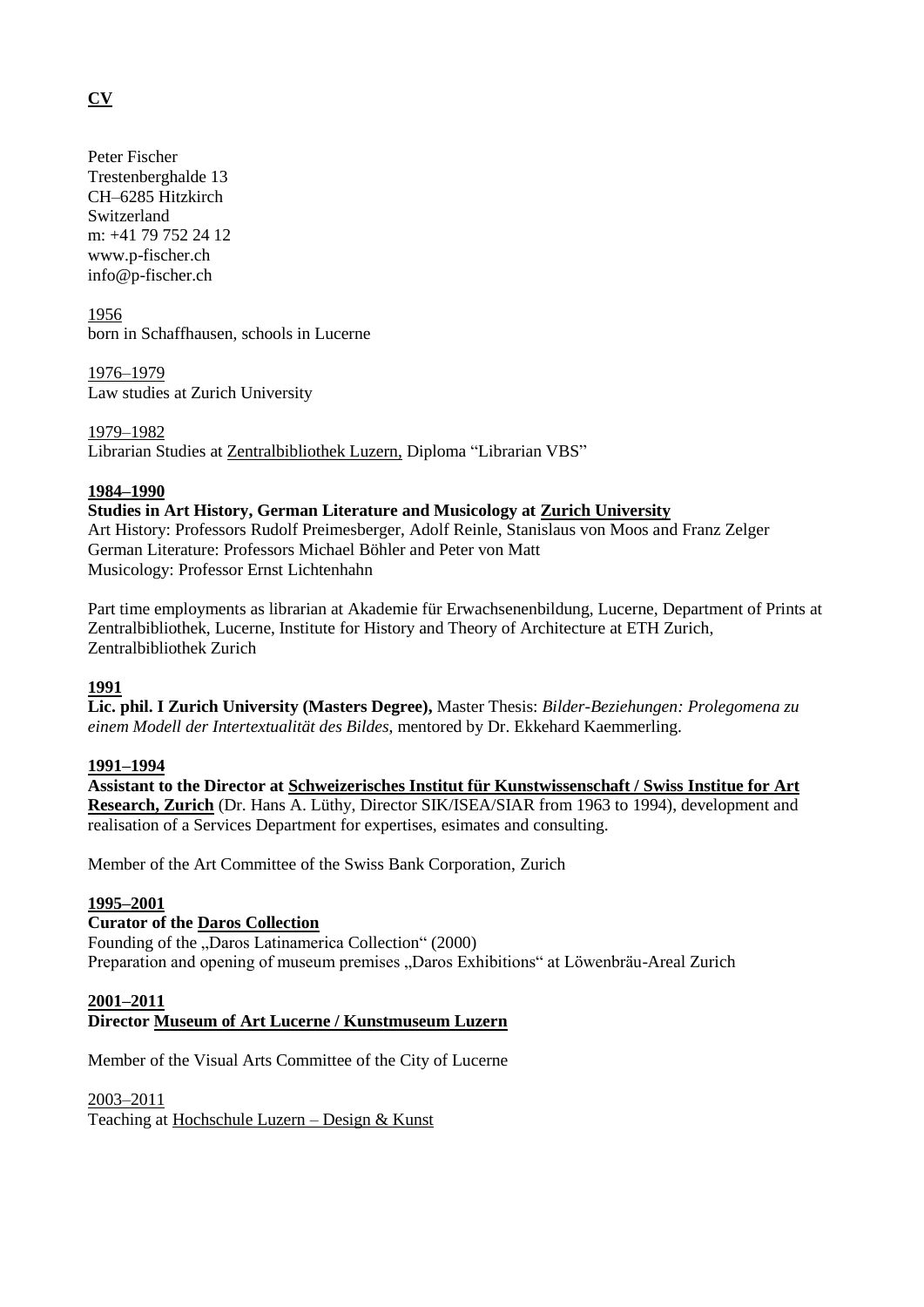# CV

Peter Fischer
Trestenberghalde 13
CH–6285 Hitzkirch
Switzerland
m: +41 79 752 24 12
www.p-fischer.ch
info@p-fischer.ch

1956
born in Schaffhausen, schools in Lucerne

1976–1979
Law studies at Zurich University

1979–1982
Librarian Studies at Zentralbibliothek Luzern, Diploma "Librarian VBS"

**1984–1990**
**Studies in Art History, German Literature and Musicology at Zurich University**
Art History: Professors Rudolf Preimesberger, Adolf Reinle, Stanislaus von Moos and Franz Zelger
German Literature: Professors Michael Böhler and Peter von Matt
Musicology: Professor Ernst Lichtenhahn

Part time employments as librarian at Akademie für Erwachsenenbildung, Lucerne, Department of Prints at Zentralbibliothek, Lucerne, Institute for History and Theory of Architecture at ETH Zurich, Zentralbibliothek Zurich

**1991**
**Lic. phil. I Zurich University (Masters Degree),** Master Thesis: *Bilder-Beziehungen: Prolegomena zu einem Modell der Intertextualität des Bildes,* mentored by Dr. Ekkehard Kaemmerling.

**1991–1994**
**Assistant to the Director at Schweizerisches Institut für Kunstwissenschaft / Swiss Institue for Art Research, Zurich** (Dr. Hans A. Lüthy, Director SIK/ISEA/SIAR from 1963 to 1994), development and realisation of a Services Department for expertises, esimates and consulting.

Member of the Art Committee of the Swiss Bank Corporation, Zurich

**1995–2001**
**Curator of the Daros Collection**
Founding of the „Daros Latinamerica Collection" (2000)
Preparation and opening of museum premises „Daros Exhibitions" at Löwenbräu-Areal Zurich

**2001–2011**
**Director Museum of Art Lucerne / Kunstmuseum Luzern**

Member of the Visual Arts Committee of the City of Lucerne

2003–2011
Teaching at Hochschule Luzern – Design & Kunst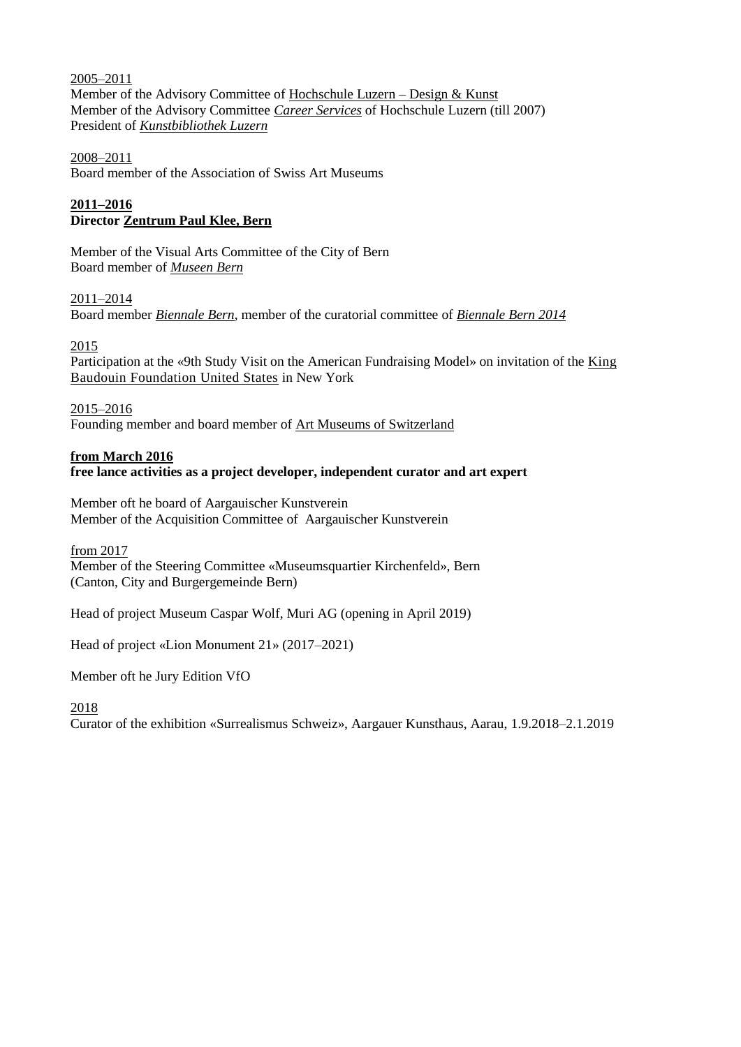2005–2011
Member of the Advisory Committee of Hochschule Luzern – Design & Kunst
Member of the Advisory Committee *Career Services* of Hochschule Luzern (till 2007)
President of *Kunstbibliothek Luzern*

2008–2011
Board member of the Association of Swiss Art Museums

**2011–2016**
**Director Zentrum Paul Klee, Bern**

Member of the Visual Arts Committee of the City of Bern
Board member of *Museen Bern*

2011–2014
Board member *Biennale Bern*, member of the curatorial committee of *Biennale Bern 2014*

2015
Participation at the «9th Study Visit on the American Fundraising Model» on invitation of the King Baudouin Foundation United States in New York

2015–2016
Founding member and board member of Art Museums of Switzerland

**from March 2016**
**free lance activities as a project developer, independent curator and art expert**

Member oft he board of Aargauischer Kunstverein
Member of the Acquisition Committee of Aargauischer Kunstverein

from 2017
Member of the Steering Committee «Museumsquartier Kirchenfeld», Bern
(Canton, City and Burgergemeinde Bern)

Head of project Museum Caspar Wolf, Muri AG (opening in April 2019)

Head of project «Lion Monument 21» (2017–2021)

Member oft he Jury Edition VfO

2018
Curator of the exhibition «Surrealismus Schweiz», Aargauer Kunsthaus, Aarau, 1.9.2018–2.1.2019